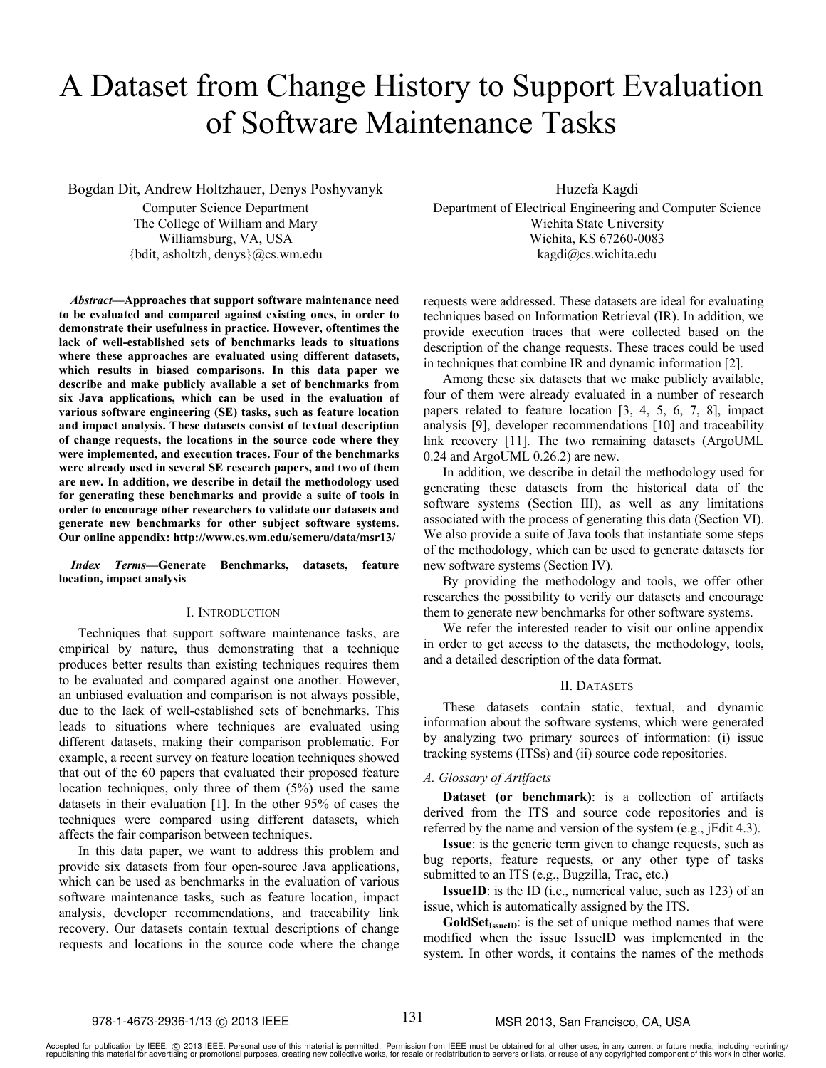# A Dataset from Change History to Support Evaluation of Software Maintenance Tasks

Bogdan Dit, Andrew Holtzhauer, Denys Poshyvanyk
Computer Science Department
The College of William and Mary
Williamsburg, VA, USA
{bdit, asholtzh, denys}@cs.wm.edu

Huzefa Kagdi
Department of Electrical Engineering and Computer Science
Wichita State University
Wichita, KS 67260-0083
kagdi@cs.wichita.edu

***Abstract*—Approaches that support software maintenance need to be evaluated and compared against existing ones, in order to demonstrate their usefulness in practice. However, oftentimes the lack of well-established sets of benchmarks leads to situations where these approaches are evaluated using different datasets, which results in biased comparisons. In this data paper we describe and make publicly available a set of benchmarks from six Java applications, which can be used in the evaluation of various software engineering (SE) tasks, such as feature location and impact analysis. These datasets consist of textual description of change requests, the locations in the source code where they were implemented, and execution traces. Four of the benchmarks were already used in several SE research papers, and two of them are new. In addition, we describe in detail the methodology used for generating these benchmarks and provide a suite of tools in order to encourage other researchers to validate our datasets and generate new benchmarks for other subject software systems. Our online appendix: http://www.cs.wm.edu/semeru/data/msr13/**

***Index Terms*—Generate Benchmarks, datasets, feature location, impact analysis**

## I. Introduction

Techniques that support software maintenance tasks, are empirical by nature, thus demonstrating that a technique produces better results than existing techniques requires them to be evaluated and compared against one another. However, an unbiased evaluation and comparison is not always possible, due to the lack of well-established sets of benchmarks. This leads to situations where techniques are evaluated using different datasets, making their comparison problematic. For example, a recent survey on feature location techniques showed that out of the 60 papers that evaluated their proposed feature location techniques, only three of them (5%) used the same datasets in their evaluation [1]. In the other 95% of cases the techniques were compared using different datasets, which affects the fair comparison between techniques.

In this data paper, we want to address this problem and provide six datasets from four open-source Java applications, which can be used as benchmarks in the evaluation of various software maintenance tasks, such as feature location, impact analysis, developer recommendations, and traceability link recovery. Our datasets contain textual descriptions of change requests and locations in the source code where the change requests were addressed. These datasets are ideal for evaluating techniques based on Information Retrieval (IR). In addition, we provide execution traces that were collected based on the description of the change requests. These traces could be used in techniques that combine IR and dynamic information [2].

Among these six datasets that we make publicly available, four of them were already evaluated in a number of research papers related to feature location [3, 4, 5, 6, 7, 8], impact analysis [9], developer recommendations [10] and traceability link recovery [11]. The two remaining datasets (ArgoUML 0.24 and ArgoUML 0.26.2) are new.

In addition, we describe in detail the methodology used for generating these datasets from the historical data of the software systems (Section III), as well as any limitations associated with the process of generating this data (Section VI). We also provide a suite of Java tools that instantiate some steps of the methodology, which can be used to generate datasets for new software systems (Section IV).

By providing the methodology and tools, we offer other researches the possibility to verify our datasets and encourage them to generate new benchmarks for other software systems.

We refer the interested reader to visit our online appendix in order to get access to the datasets, the methodology, tools, and a detailed description of the data format.

## II. Datasets

These datasets contain static, textual, and dynamic information about the software systems, which were generated by analyzing two primary sources of information: (i) issue tracking systems (ITSs) and (ii) source code repositories.

### *A. Glossary of Artifacts*

**Dataset (or benchmark)**: is a collection of artifacts derived from the ITS and source code repositories and is referred by the name and version of the system (e.g., jEdit 4.3).

**Issue**: is the generic term given to change requests, such as bug reports, feature requests, or any other type of tasks submitted to an ITS (e.g., Bugzilla, Trac, etc.)

**IssueID**: is the ID (i.e., numerical value, such as 123) of an issue, which is automatically assigned by the ITS.

**$\text{GoldSet}_{\text{IssueID}}$**: is the set of unique method names that were modified when the issue IssueID was implemented in the system. In other words, it contains the names of the methods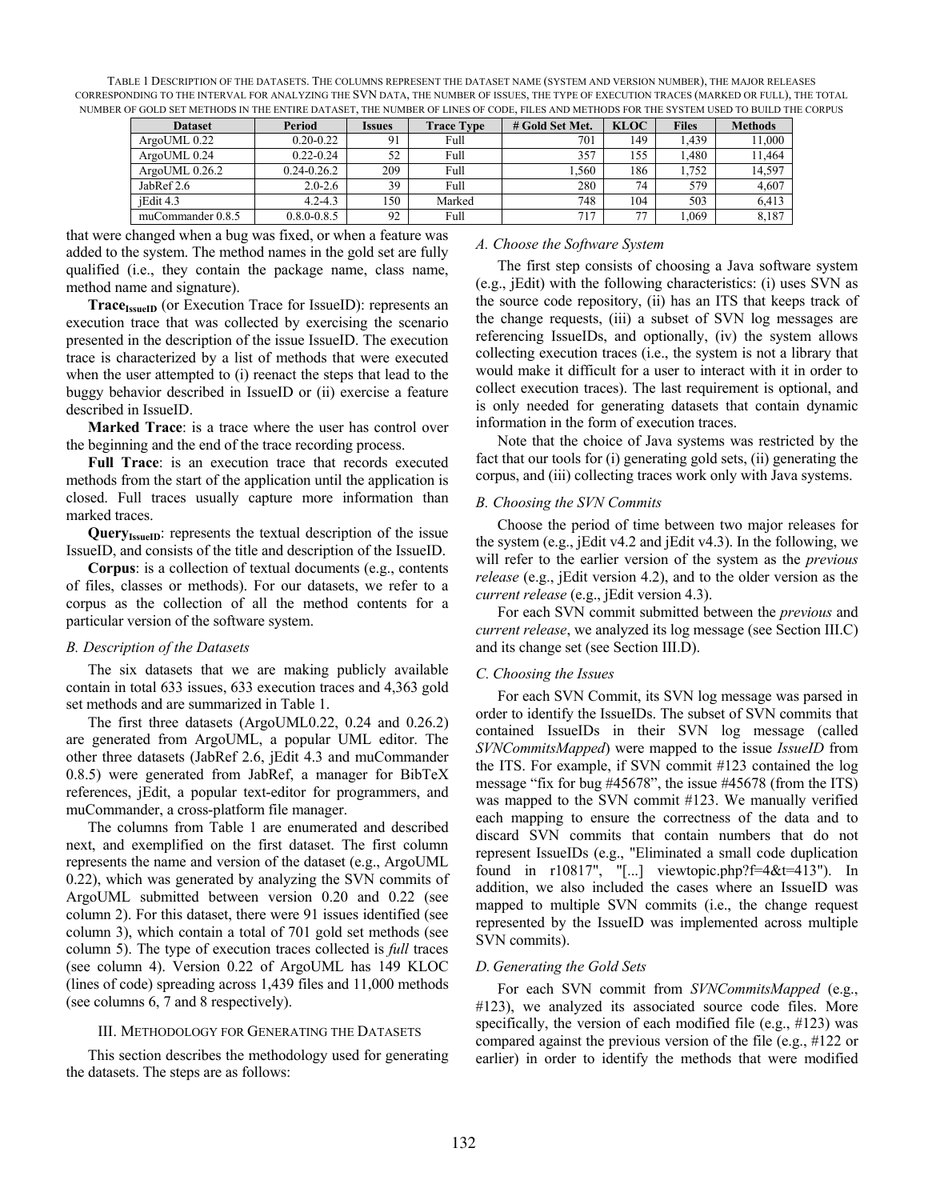TABLE 1 DESCRIPTION OF THE DATASETS. THE COLUMNS REPRESENT THE DATASET NAME (SYSTEM AND VERSION NUMBER), THE MAJOR RELEASES CORRESPONDING TO THE INTERVAL FOR ANALYZING THE SVN DATA, THE NUMBER OF ISSUES, THE TYPE OF EXECUTION TRACES (MARKED OR FULL), THE TOTAL NUMBER OF GOLD SET METHODS IN THE ENTIRE DATASET, THE NUMBER OF LINES OF CODE, FILES AND METHODS FOR THE SYSTEM USED TO BUILD THE CORPUS

| Dataset | Period | Issues | Trace Type | # Gold Set Met. | KLOC | Files | Methods |
|---|---|---|---|---|---|---|---|
| ArgoUML 0.22 | 0.20-0.22 | 91 | Full | 701 | 149 | 1,439 | 11,000 |
| ArgoUML 0.24 | 0.22-0.24 | 52 | Full | 357 | 155 | 1,480 | 11,464 |
| ArgoUML 0.26.2 | 0.24-0.26.2 | 209 | Full | 1,560 | 186 | 1,752 | 14,597 |
| JabRef 2.6 | 2.0-2.6 | 39 | Full | 280 | 74 | 579 | 4,607 |
| jEdit 4.3 | 4.2-4.3 | 150 | Marked | 748 | 104 | 503 | 6,413 |
| muCommander 0.8.5 | 0.8.0-0.8.5 | 92 | Full | 717 | 77 | 1,069 | 8,187 |

that were changed when a bug was fixed, or when a feature was added to the system. The method names in the gold set are fully qualified (i.e., they contain the package name, class name, method name and signature).

**Trace$_{IssueID}$** (or Execution Trace for IssueID): represents an execution trace that was collected by exercising the scenario presented in the description of the issue IssueID. The execution trace is characterized by a list of methods that were executed when the user attempted to (i) reenact the steps that lead to the buggy behavior described in IssueID or (ii) exercise a feature described in IssueID.

**Marked Trace**: is a trace where the user has control over the beginning and the end of the trace recording process.

**Full Trace**: is an execution trace that records executed methods from the start of the application until the application is closed. Full traces usually capture more information than marked traces.

**Query$_{IssueID}$**: represents the textual description of the issue IssueID, and consists of the title and description of the IssueID.

**Corpus**: is a collection of textual documents (e.g., contents of files, classes or methods). For our datasets, we refer to a corpus as the collection of all the method contents for a particular version of the software system.

### *B. Description of the Datasets*

The six datasets that we are making publicly available contain in total 633 issues, 633 execution traces and 4,363 gold set methods and are summarized in Table 1.

The first three datasets (ArgoUML0.22, 0.24 and 0.26.2) are generated from ArgoUML, a popular UML editor. The other three datasets (JabRef 2.6, jEdit 4.3 and muCommander 0.8.5) were generated from JabRef, a manager for BibTeX references, jEdit, a popular text-editor for programmers, and muCommander, a cross-platform file manager.

The columns from Table 1 are enumerated and described next, and exemplified on the first dataset. The first column represents the name and version of the dataset (e.g., ArgoUML 0.22), which was generated by analyzing the SVN commits of ArgoUML submitted between version 0.20 and 0.22 (see column 2). For this dataset, there were 91 issues identified (see column 3), which contain a total of 701 gold set methods (see column 5). The type of execution traces collected is *full* traces (see column 4). Version 0.22 of ArgoUML has 149 KLOC (lines of code) spreading across 1,439 files and 11,000 methods (see columns 6, 7 and 8 respectively).

## III. METHODOLOGY FOR GENERATING THE DATASETS

This section describes the methodology used for generating the datasets. The steps are as follows:

### *A. Choose the Software System*

The first step consists of choosing a Java software system (e.g., jEdit) with the following characteristics: (i) uses SVN as the source code repository, (ii) has an ITS that keeps track of the change requests, (iii) a subset of SVN log messages are referencing IssueIDs, and optionally, (iv) the system allows collecting execution traces (i.e., the system is not a library that would make it difficult for a user to interact with it in order to collect execution traces). The last requirement is optional, and is only needed for generating datasets that contain dynamic information in the form of execution traces.

Note that the choice of Java systems was restricted by the fact that our tools for (i) generating gold sets, (ii) generating the corpus, and (iii) collecting traces work only with Java systems.

### *B. Choosing the SVN Commits*

Choose the period of time between two major releases for the system (e.g., jEdit v4.2 and jEdit v4.3). In the following, we will refer to the earlier version of the system as the *previous release* (e.g., jEdit version 4.2), and to the older version as the *current release* (e.g., jEdit version 4.3).

For each SVN commit submitted between the *previous* and *current release*, we analyzed its log message (see Section III.C) and its change set (see Section III.D).

### *C. Choosing the Issues*

For each SVN Commit, its SVN log message was parsed in order to identify the IssueIDs. The subset of SVN commits that contained IssueIDs in their SVN log message (called *SVNCommitsMapped*) were mapped to the issue *IssueID* from the ITS. For example, if SVN commit #123 contained the log message "fix for bug #45678", the issue #45678 (from the ITS) was mapped to the SVN commit #123. We manually verified each mapping to ensure the correctness of the data and to discard SVN commits that contain numbers that do not represent IssueIDs (e.g., "Eliminated a small code duplication found in r10817", "[...] viewtopic.php?f=4&t=413"). In addition, we also included the cases where an IssueID was mapped to multiple SVN commits (i.e., the change request represented by the IssueID was implemented across multiple SVN commits).

### *D. Generating the Gold Sets*

For each SVN commit from *SVNCommitsMapped* (e.g., #123), we analyzed its associated source code files. More specifically, the version of each modified file (e.g., #123) was compared against the previous version of the file (e.g., #122 or earlier) in order to identify the methods that were modified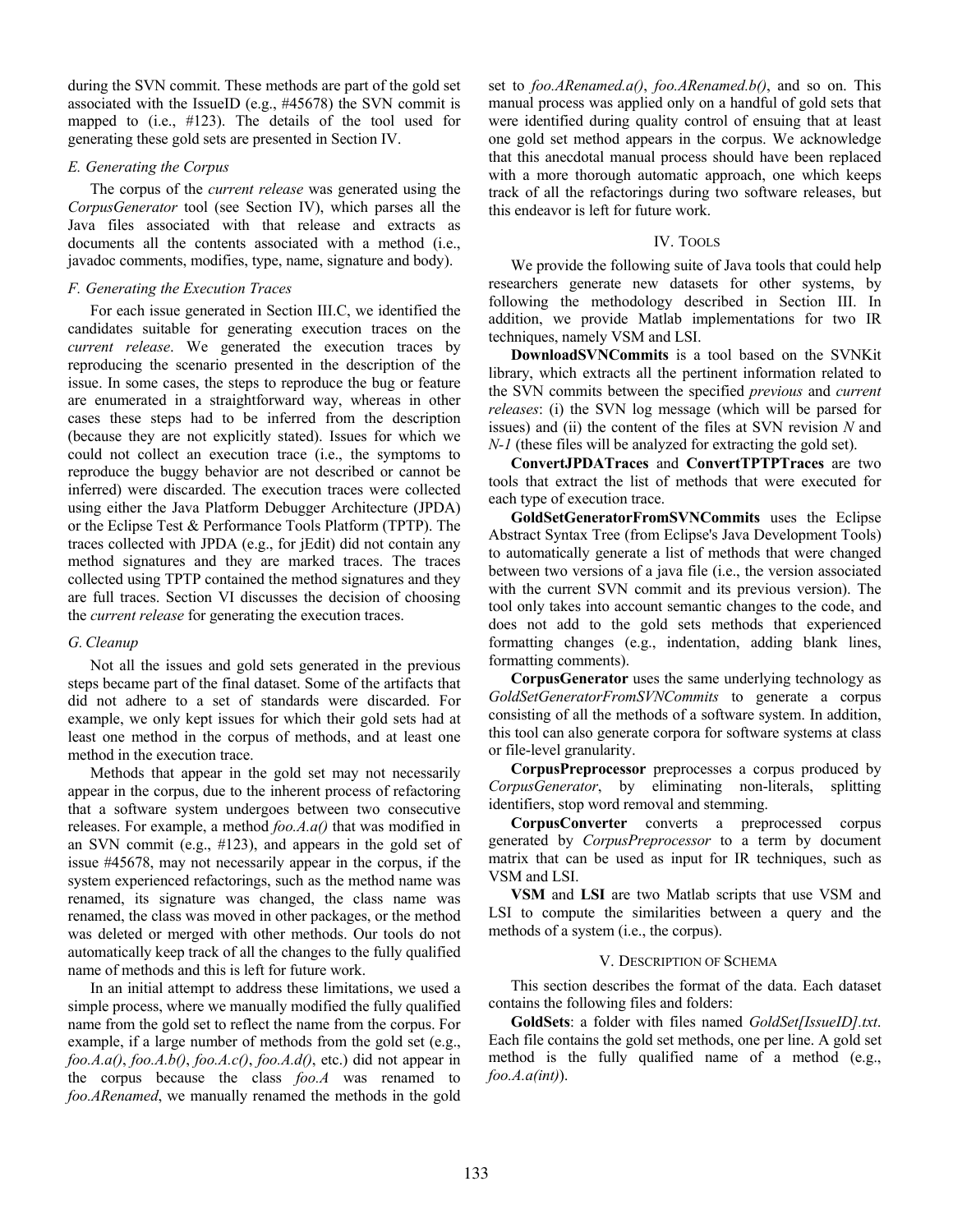during the SVN commit. These methods are part of the gold set associated with the IssueID (e.g., #45678) the SVN commit is mapped to (i.e., #123). The details of the tool used for generating these gold sets are presented in Section IV.

### *E. Generating the Corpus*

The corpus of the *current release* was generated using the *CorpusGenerator* tool (see Section IV), which parses all the Java files associated with that release and extracts as documents all the contents associated with a method (i.e., javadoc comments, modifies, type, name, signature and body).

### *F. Generating the Execution Traces*

For each issue generated in Section III.C, we identified the candidates suitable for generating execution traces on the *current release*. We generated the execution traces by reproducing the scenario presented in the description of the issue. In some cases, the steps to reproduce the bug or feature are enumerated in a straightforward way, whereas in other cases these steps had to be inferred from the description (because they are not explicitly stated). Issues for which we could not collect an execution trace (i.e., the symptoms to reproduce the buggy behavior are not described or cannot be inferred) were discarded. The execution traces were collected using either the Java Platform Debugger Architecture (JPDA) or the Eclipse Test & Performance Tools Platform (TPTP). The traces collected with JPDA (e.g., for jEdit) did not contain any method signatures and they are marked traces. The traces collected using TPTP contained the method signatures and they are full traces. Section VI discusses the decision of choosing the *current release* for generating the execution traces.

### *G. Cleanup*

Not all the issues and gold sets generated in the previous steps became part of the final dataset. Some of the artifacts that did not adhere to a set of standards were discarded. For example, we only kept issues for which their gold sets had at least one method in the corpus of methods, and at least one method in the execution trace.

Methods that appear in the gold set may not necessarily appear in the corpus, due to the inherent process of refactoring that a software system undergoes between two consecutive releases. For example, a method *foo.A.a()* that was modified in an SVN commit (e.g., #123), and appears in the gold set of issue #45678, may not necessarily appear in the corpus, if the system experienced refactorings, such as the method name was renamed, its signature was changed, the class name was renamed, the class was moved in other packages, or the method was deleted or merged with other methods. Our tools do not automatically keep track of all the changes to the fully qualified name of methods and this is left for future work.

In an initial attempt to address these limitations, we used a simple process, where we manually modified the fully qualified name from the gold set to reflect the name from the corpus. For example, if a large number of methods from the gold set (e.g., *foo.A.a()*, *foo.A.b()*, *foo.A.c()*, *foo.A.d()*, etc.) did not appear in the corpus because the class *foo.A* was renamed to *foo.ARenamed*, we manually renamed the methods in the gold set to *foo.ARenamed.a()*, *foo.ARenamed.b()*, and so on. This manual process was applied only on a handful of gold sets that were identified during quality control of ensuing that at least one gold set method appears in the corpus. We acknowledge that this anecdotal manual process should have been replaced with a more thorough automatic approach, one which keeps track of all the refactorings during two software releases, but this endeavor is left for future work.

## IV. TOOLS

We provide the following suite of Java tools that could help researchers generate new datasets for other systems, by following the methodology described in Section III. In addition, we provide Matlab implementations for two IR techniques, namely VSM and LSI.

**DownloadSVNCommits** is a tool based on the SVNKit library, which extracts all the pertinent information related to the SVN commits between the specified *previous* and *current releases*: (i) the SVN log message (which will be parsed for issues) and (ii) the content of the files at SVN revision *N* and *N-1* (these files will be analyzed for extracting the gold set).

**ConvertJPDATraces** and **ConvertTPTPTraces** are two tools that extract the list of methods that were executed for each type of execution trace.

**GoldSetGeneratorFromSVNCommits** uses the Eclipse Abstract Syntax Tree (from Eclipse's Java Development Tools) to automatically generate a list of methods that were changed between two versions of a java file (i.e., the version associated with the current SVN commit and its previous version). The tool only takes into account semantic changes to the code, and does not add to the gold sets methods that experienced formatting changes (e.g., indentation, adding blank lines, formatting comments).

**CorpusGenerator** uses the same underlying technology as *GoldSetGeneratorFromSVNCommits* to generate a corpus consisting of all the methods of a software system. In addition, this tool can also generate corpora for software systems at class or file-level granularity.

**CorpusPreprocessor** preprocesses a corpus produced by *CorpusGenerator*, by eliminating non-literals, splitting identifiers, stop word removal and stemming.

**CorpusConverter** converts a preprocessed corpus generated by *CorpusPreprocessor* to a term by document matrix that can be used as input for IR techniques, such as VSM and LSI.

**VSM** and **LSI** are two Matlab scripts that use VSM and LSI to compute the similarities between a query and the methods of a system (i.e., the corpus).

## V. DESCRIPTION OF SCHEMA

This section describes the format of the data. Each dataset contains the following files and folders:

**GoldSets**: a folder with files named *GoldSet[IssueID].txt*. Each file contains the gold set methods, one per line. A gold set method is the fully qualified name of a method (e.g., *foo.A.a(int)*).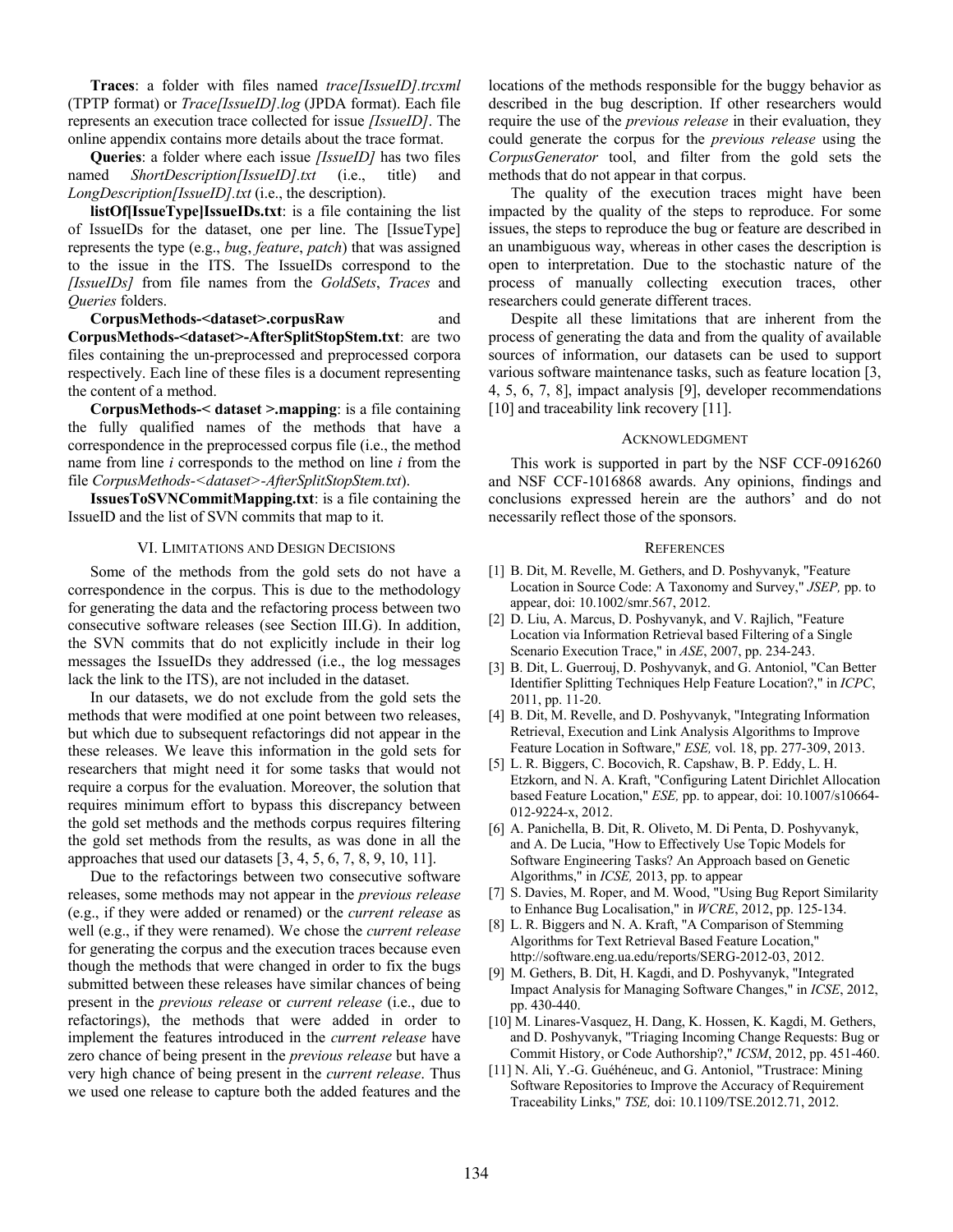**Traces**: a folder with files named *trace[IssueID].trcxml* (TPTP format) or *Trace[IssueID].log* (JPDA format). Each file represents an execution trace collected for issue *[IssueID]*. The online appendix contains more details about the trace format.

**Queries**: a folder where each issue *[IssueID]* has two files named *ShortDescription[IssueID].txt* (i.e., title) and *LongDescription[IssueID].txt* (i.e., the description).

**listOf[IssueType]IssueIDs.txt**: is a file containing the list of IssueIDs for the dataset, one per line. The [IssueType] represents the type (e.g., *bug*, *feature*, *patch*) that was assigned to the issue in the ITS. The IssueIDs correspond to the *[IssueIDs]* from file names from the *GoldSets*, *Traces* and *Queries* folders.

**CorpusMethods-<dataset>.corpusRaw** and **CorpusMethods-<dataset>-AfterSplitStopStem.txt**: are two files containing the un-preprocessed and preprocessed corpora respectively. Each line of these files is a document representing the content of a method.

**CorpusMethods-< dataset >.mapping**: is a file containing the fully qualified names of the methods that have a correspondence in the preprocessed corpus file (i.e., the method name from line *i* corresponds to the method on line *i* from the file *CorpusMethods-<dataset>-AfterSplitStopStem.txt*).

**IssuesToSVNCommitMapping.txt**: is a file containing the IssueID and the list of SVN commits that map to it.

## VI. Limitations and Design Decisions

Some of the methods from the gold sets do not have a correspondence in the corpus. This is due to the methodology for generating the data and the refactoring process between two consecutive software releases (see Section III.G). In addition, the SVN commits that do not explicitly include in their log messages the IssueIDs they addressed (i.e., the log messages lack the link to the ITS), are not included in the dataset.

In our datasets, we do not exclude from the gold sets the methods that were modified at one point between two releases, but which due to subsequent refactorings did not appear in the these releases. We leave this information in the gold sets for researchers that might need it for some tasks that would not require a corpus for the evaluation. Moreover, the solution that requires minimum effort to bypass this discrepancy between the gold set methods and the methods corpus requires filtering the gold set methods from the results, as was done in all the approaches that used our datasets [3, 4, 5, 6, 7, 8, 9, 10, 11].

Due to the refactorings between two consecutive software releases, some methods may not appear in the *previous release* (e.g., if they were added or renamed) or the *current release* as well (e.g., if they were renamed). We chose the *current release* for generating the corpus and the execution traces because even though the methods that were changed in order to fix the bugs submitted between these releases have similar chances of being present in the *previous release* or *current release* (i.e., due to refactorings), the methods that were added in order to implement the features introduced in the *current release* have zero chance of being present in the *previous release* but have a very high chance of being present in the *current release*. Thus we used one release to capture both the added features and the locations of the methods responsible for the buggy behavior as described in the bug description. If other researchers would require the use of the *previous release* in their evaluation, they could generate the corpus for the *previous release* using the *CorpusGenerator* tool, and filter from the gold sets the methods that do not appear in that corpus.

The quality of the execution traces might have been impacted by the quality of the steps to reproduce. For some issues, the steps to reproduce the bug or feature are described in an unambiguous way, whereas in other cases the description is open to interpretation. Due to the stochastic nature of the process of manually collecting execution traces, other researchers could generate different traces.

Despite all these limitations that are inherent from the process of generating the data and from the quality of available sources of information, our datasets can be used to support various software maintenance tasks, such as feature location [3, 4, 5, 6, 7, 8], impact analysis [9], developer recommendations [10] and traceability link recovery [11].

## Acknowledgment

This work is supported in part by the NSF CCF-0916260 and NSF CCF-1016868 awards. Any opinions, findings and conclusions expressed herein are the authors' and do not necessarily reflect those of the sponsors.

## References

[1] B. Dit, M. Revelle, M. Gethers, and D. Poshyvanyk, "Feature Location in Source Code: A Taxonomy and Survey," *JSEP,* pp. to appear, doi: 10.1002/smr.567, 2012.

[2] D. Liu, A. Marcus, D. Poshyvanyk, and V. Rajlich, "Feature Location via Information Retrieval based Filtering of a Single Scenario Execution Trace," in *ASE*, 2007, pp. 234-243.

[3] B. Dit, L. Guerrouj, D. Poshyvanyk, and G. Antoniol, "Can Better Identifier Splitting Techniques Help Feature Location?," in *ICPC*, 2011, pp. 11-20.

[4] B. Dit, M. Revelle, and D. Poshyvanyk, "Integrating Information Retrieval, Execution and Link Analysis Algorithms to Improve Feature Location in Software," *ESE,* vol. 18, pp. 277-309, 2013.

[5] L. R. Biggers, C. Bocovich, R. Capshaw, B. P. Eddy, L. H. Etzkorn, and N. A. Kraft, "Configuring Latent Dirichlet Allocation based Feature Location," *ESE,* pp. to appear, doi: 10.1007/s10664-012-9224-x, 2012.

[6] A. Panichella, B. Dit, R. Oliveto, M. Di Penta, D. Poshyvanyk, and A. De Lucia, "How to Effectively Use Topic Models for Software Engineering Tasks? An Approach based on Genetic Algorithms," in *ICSE,* 2013, pp. to appear

[7] S. Davies, M. Roper, and M. Wood, "Using Bug Report Similarity to Enhance Bug Localisation," in *WCRE*, 2012, pp. 125-134.

[8] L. R. Biggers and N. A. Kraft, "A Comparison of Stemming Algorithms for Text Retrieval Based Feature Location," http://software.eng.ua.edu/reports/SERG-2012-03, 2012.

[9] M. Gethers, B. Dit, H. Kagdi, and D. Poshyvanyk, "Integrated Impact Analysis for Managing Software Changes," in *ICSE*, 2012, pp. 430-440.

[10] M. Linares-Vasquez, H. Dang, K. Hossen, K. Kagdi, M. Gethers, and D. Poshyvanyk, "Triaging Incoming Change Requests: Bug or Commit History, or Code Authorship?," *ICSM*, 2012, pp. 451-460.

[11] N. Ali, Y.-G. Guéhéneuc, and G. Antoniol, "Trustrace: Mining Software Repositories to Improve the Accuracy of Requirement Traceability Links," *TSE,* doi: 10.1109/TSE.2012.71, 2012.